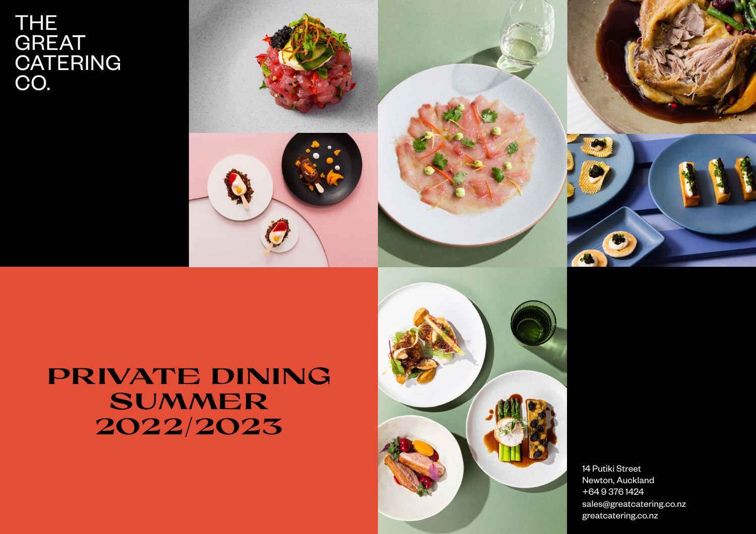THE GREAT CATERING CO.

# PRIVATE DINING SUMMER 2022/2023

14 Putiki Street
Newton, Auckland
+64 9 376 1424
sales@greatcatering.co.nz
greatcatering.co.nz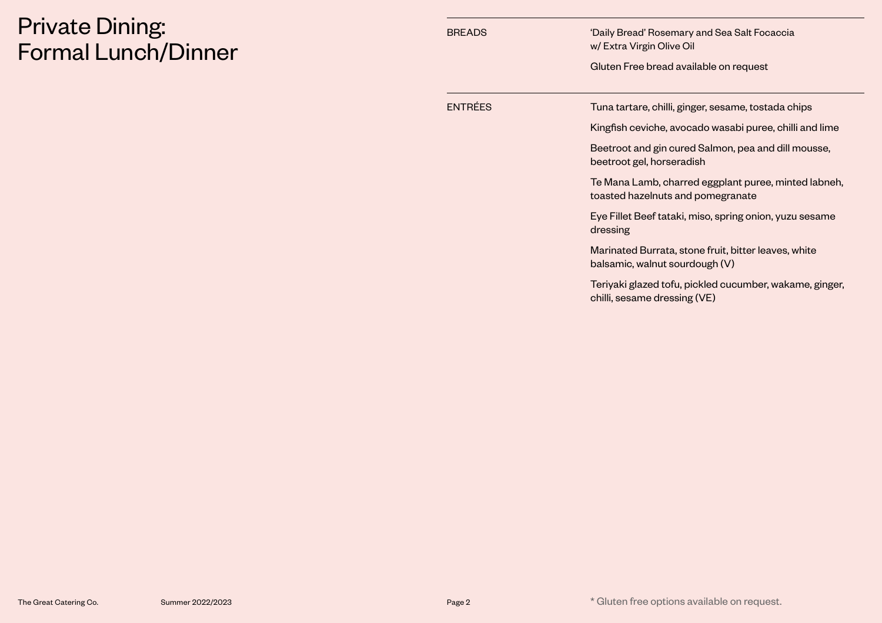# Private Dining: Formal Lunch/Dinner

## BREADS

'Daily Bread' Rosemary and Sea Salt Focaccia w/ Extra Virgin Olive Oil

Gluten Free bread available on request

## ENTRÉES

Tuna tartare, chilli, ginger, sesame, tostada chips

Kingfish ceviche, avocado wasabi puree, chilli and lime

Beetroot and gin cured Salmon, pea and dill mousse, beetroot gel, horseradish

Te Mana Lamb, charred eggplant puree, minted labneh, toasted hazelnuts and pomegranate

Eye Fillet Beef tataki, miso, spring onion, yuzu sesame dressing

Marinated Burrata, stone fruit, bitter leaves, white balsamic, walnut sourdough (V)

Teriyaki glazed tofu, pickled cucumber, wakame, ginger, chilli, sesame dressing (VE)

* Gluten free options available on request.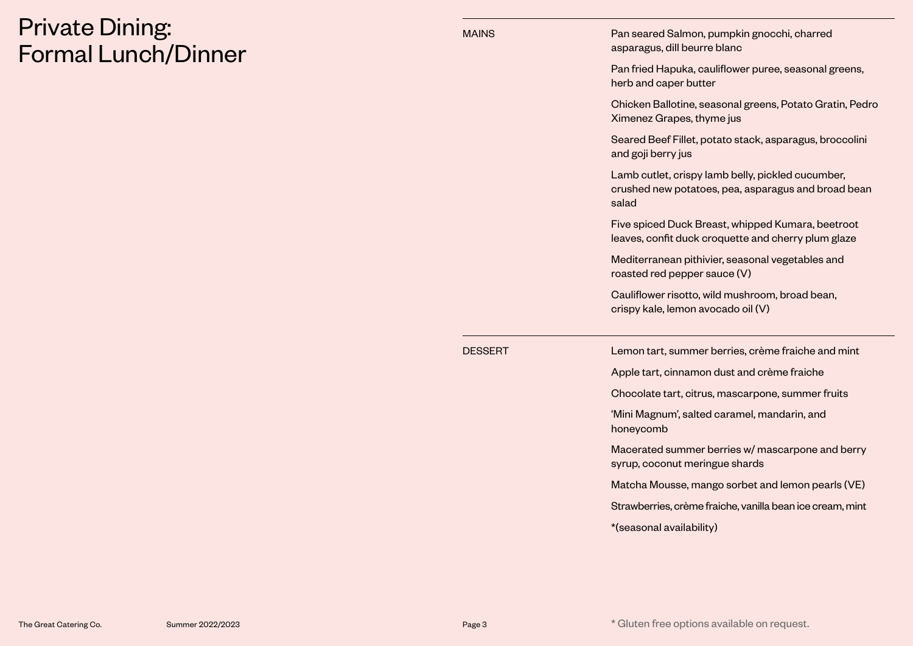# Private Dining: Formal Lunch/Dinner

## MAINS

Pan seared Salmon, pumpkin gnocchi, charred asparagus, dill beurre blanc

Pan fried Hapuka, cauliflower puree, seasonal greens, herb and caper butter

Chicken Ballotine, seasonal greens, Potato Gratin, Pedro Ximenez Grapes, thyme jus

Seared Beef Fillet, potato stack, asparagus, broccolini and goji berry jus

Lamb cutlet, crispy lamb belly, pickled cucumber, crushed new potatoes, pea, asparagus and broad bean salad

Five spiced Duck Breast, whipped Kumara, beetroot leaves, confit duck croquette and cherry plum glaze

Mediterranean pithivier, seasonal vegetables and roasted red pepper sauce (V)

Cauliflower risotto, wild mushroom, broad bean, crispy kale, lemon avocado oil (V)

## DESSERT

Lemon tart, summer berries, crème fraiche and mint

Apple tart, cinnamon dust and crème fraiche

Chocolate tart, citrus, mascarpone, summer fruits

'Mini Magnum', salted caramel, mandarin, and honeycomb

Macerated summer berries w/ mascarpone and berry syrup, coconut meringue shards

Matcha Mousse, mango sorbet and lemon pearls (VE)

Strawberries, crème fraiche, vanilla bean ice cream, mint

*(seasonal availability)

* Gluten free options available on request.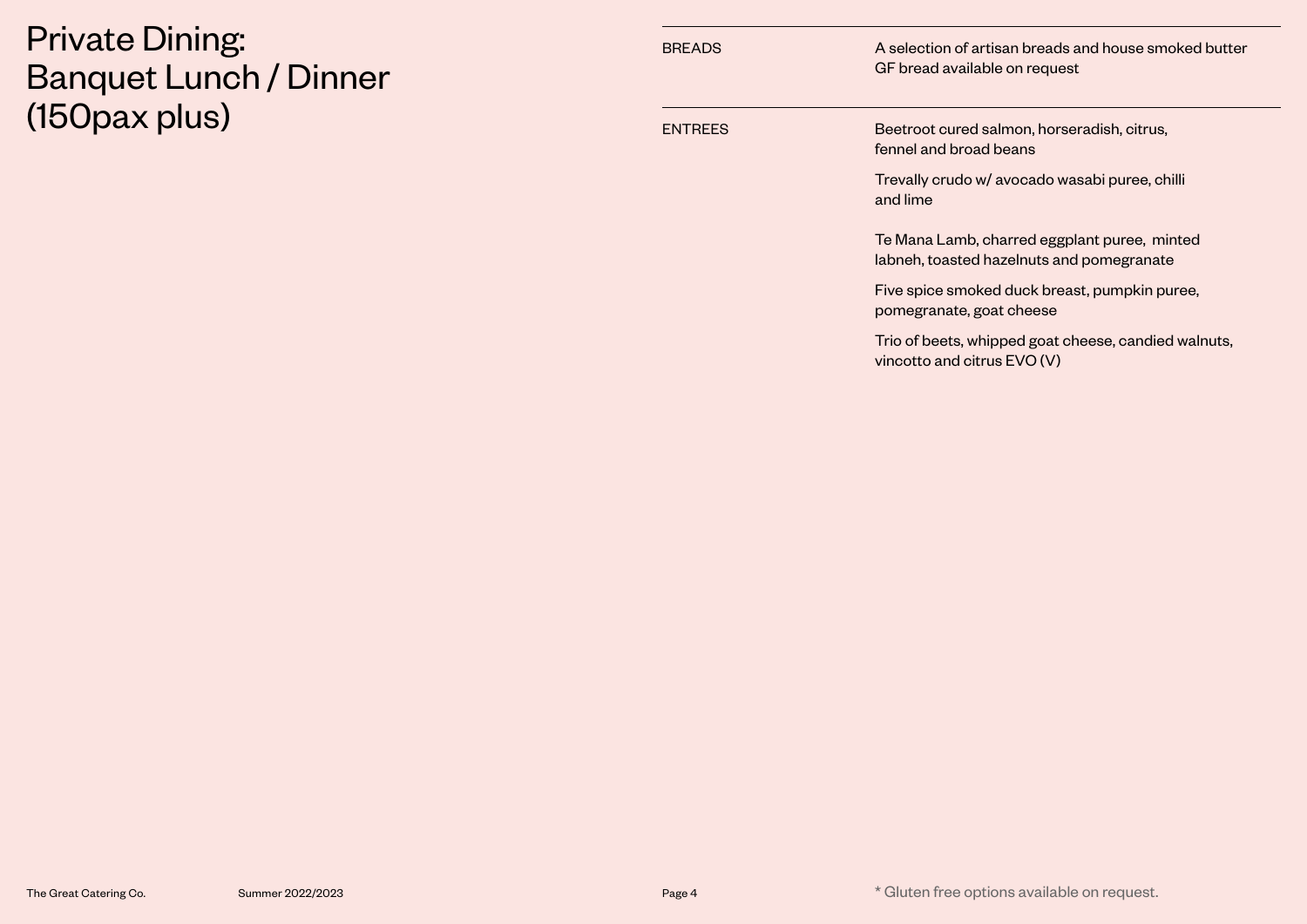# Private Dining: Banquet Lunch / Dinner (150pax plus)

## BREADS

A selection of artisan breads and house smoked butter
GF bread available on request

## ENTREES

Beetroot cured salmon, horseradish, citrus, fennel and broad beans

Trevally crudo w/ avocado wasabi puree, chilli and lime

Te Mana Lamb, charred eggplant puree, minted labneh, toasted hazelnuts and pomegranate

Five spice smoked duck breast, pumpkin puree, pomegranate, goat cheese

Trio of beets, whipped goat cheese, candied walnuts, vincotto and citrus EVO (V)

\* Gluten free options available on request.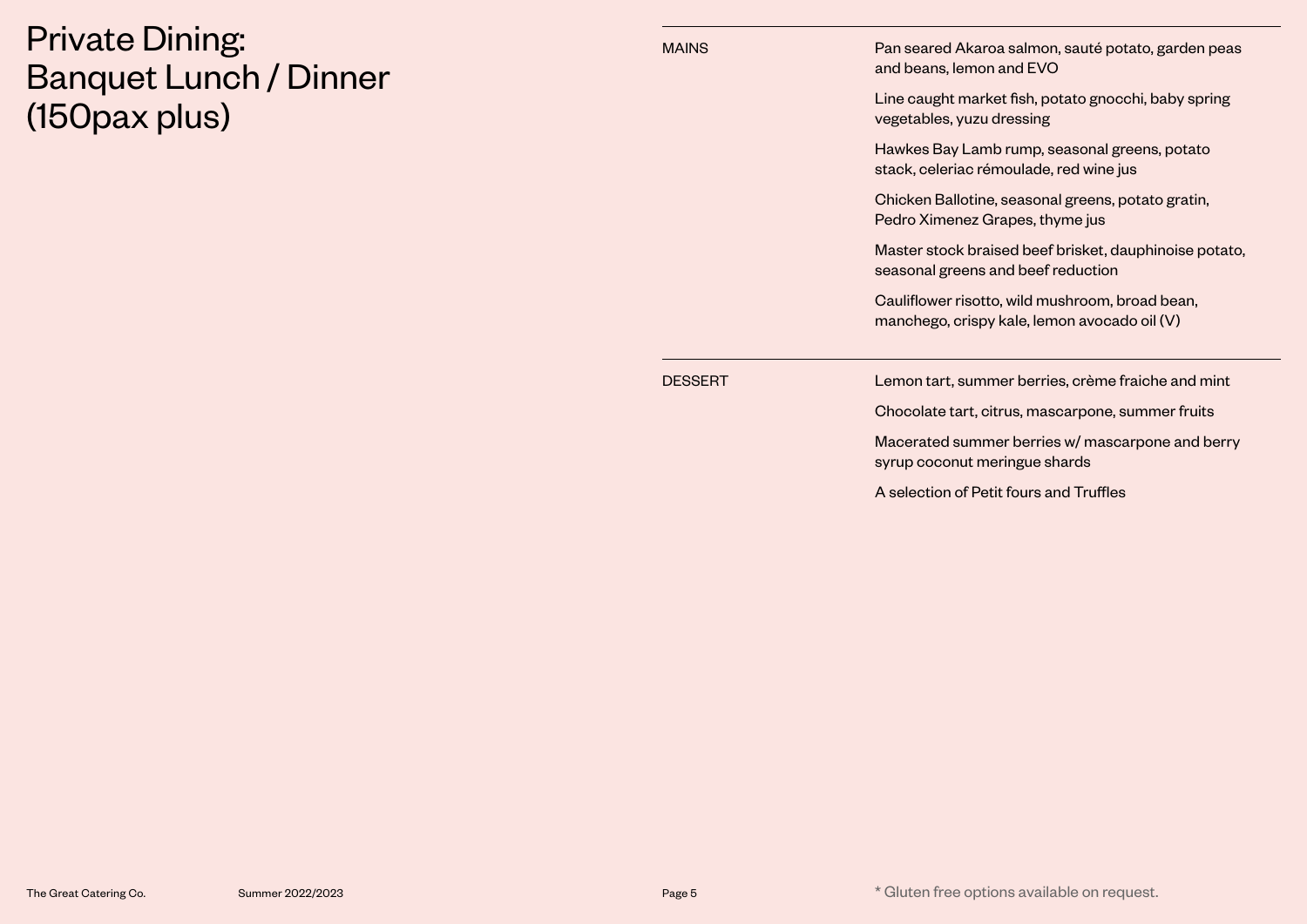# Private Dining: Banquet Lunch / Dinner (150pax plus)

## MAINS

Pan seared Akaroa salmon, sauté potato, garden peas and beans, lemon and EVO

Line caught market fish, potato gnocchi, baby spring vegetables, yuzu dressing

Hawkes Bay Lamb rump, seasonal greens, potato stack, celeriac rémoulade, red wine jus

Chicken Ballotine, seasonal greens, potato gratin, Pedro Ximenez Grapes, thyme jus

Master stock braised beef brisket, dauphinoise potato, seasonal greens and beef reduction

Cauliflower risotto, wild mushroom, broad bean, manchego, crispy kale, lemon avocado oil (V)

## DESSERT

Lemon tart, summer berries, crème fraiche and mint

Chocolate tart, citrus, mascarpone, summer fruits

Macerated summer berries w/ mascarpone and berry syrup coconut meringue shards

A selection of Petit fours and Truffles

\* Gluten free options available on request.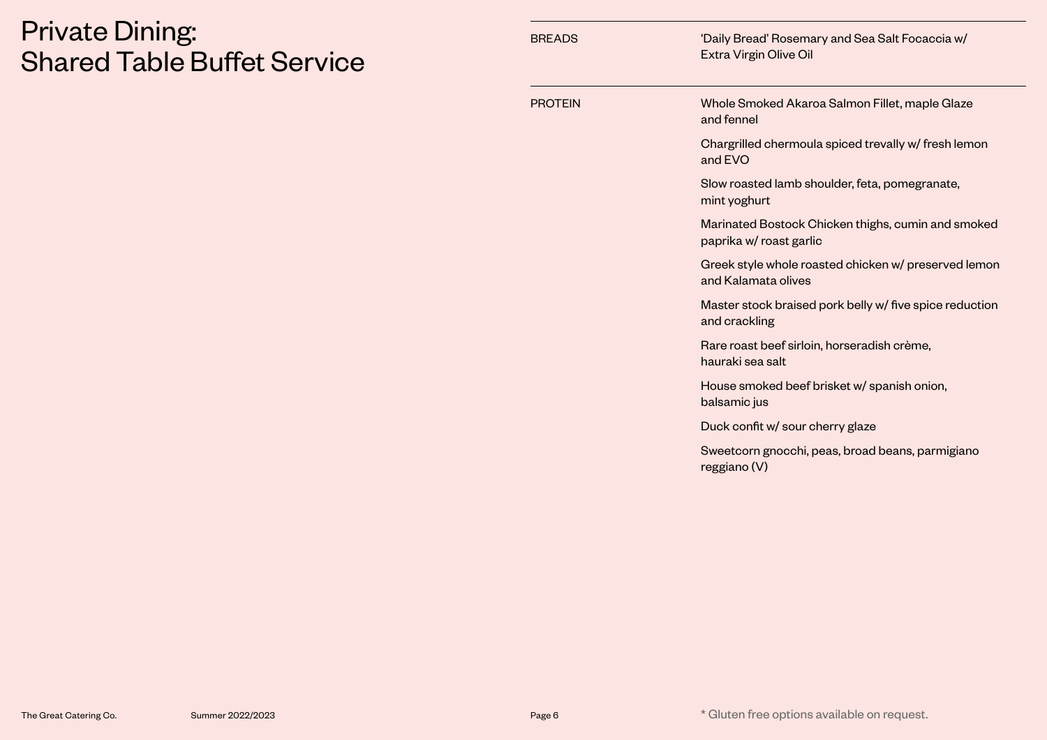# Private Dining: Shared Table Buffet Service

## BREADS

'Daily Bread' Rosemary and Sea Salt Focaccia w/ Extra Virgin Olive Oil

## PROTEIN

Whole Smoked Akaroa Salmon Fillet, maple Glaze and fennel

Chargrilled chermoula spiced trevally w/ fresh lemon and EVO

Slow roasted lamb shoulder, feta, pomegranate, mint yoghurt

Marinated Bostock Chicken thighs, cumin and smoked paprika w/ roast garlic

Greek style whole roasted chicken w/ preserved lemon and Kalamata olives

Master stock braised pork belly w/ five spice reduction and crackling

Rare roast beef sirloin, horseradish crème, hauraki sea salt

House smoked beef brisket w/ spanish onion, balsamic jus

Duck confit w/ sour cherry glaze

Sweetcorn gnocchi, peas, broad beans, parmigiano reggiano (V)

* Gluten free options available on request.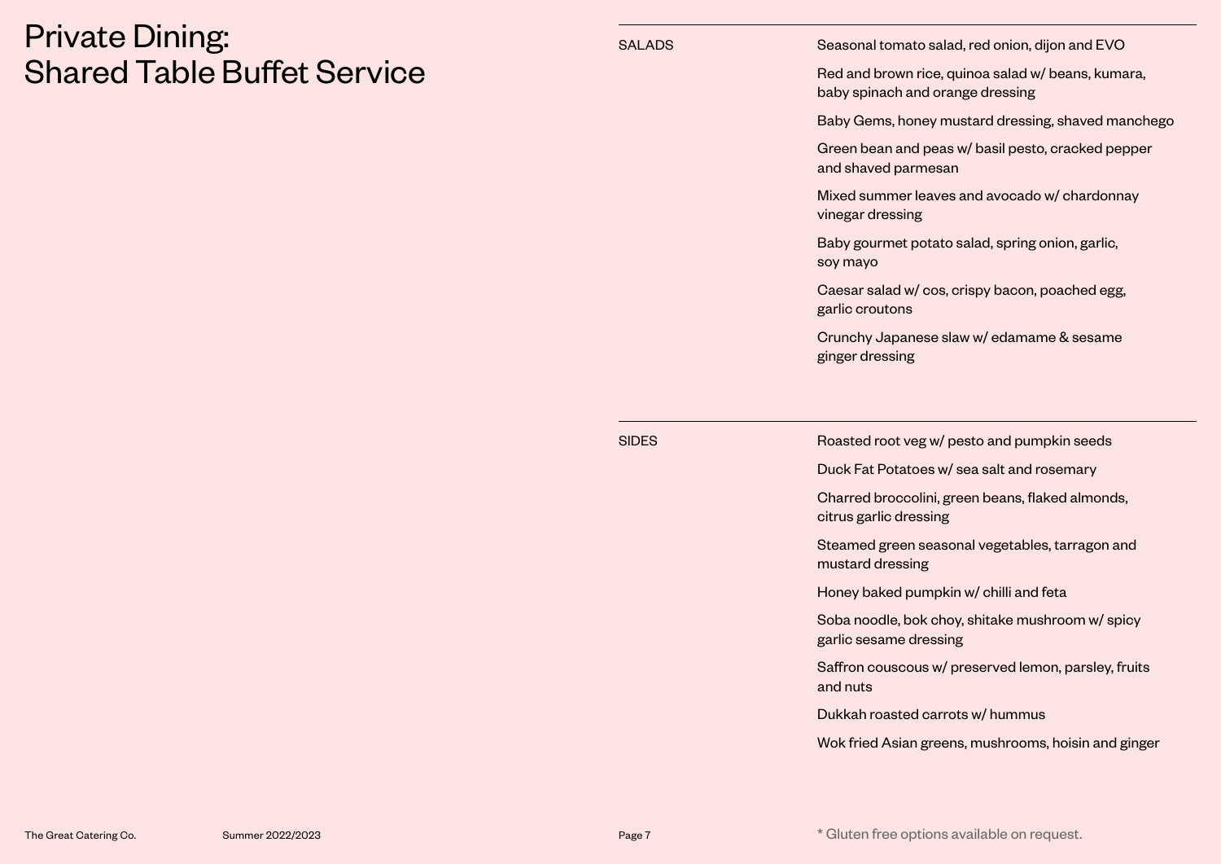# Private Dining: Shared Table Buffet Service

## SALADS

- Seasonal tomato salad, red onion, dijon and EVO
- Red and brown rice, quinoa salad w/ beans, kumara, baby spinach and orange dressing
- Baby Gems, honey mustard dressing, shaved manchego
- Green bean and peas w/ basil pesto, cracked pepper and shaved parmesan
- Mixed summer leaves and avocado w/ chardonnay vinegar dressing
- Baby gourmet potato salad, spring onion, garlic, soy mayo
- Caesar salad w/ cos, crispy bacon, poached egg, garlic croutons
- Crunchy Japanese slaw w/ edamame & sesame ginger dressing

## SIDES

- Roasted root veg w/ pesto and pumpkin seeds
- Duck Fat Potatoes w/ sea salt and rosemary
- Charred broccolini, green beans, flaked almonds, citrus garlic dressing
- Steamed green seasonal vegetables, tarragon and mustard dressing
- Honey baked pumpkin w/ chilli and feta
- Soba noodle, bok choy, shitake mushroom w/ spicy garlic sesame dressing
- Saffron couscous w/ preserved lemon, parsley, fruits and nuts
- Dukkah roasted carrots w/ hummus
- Wok fried Asian greens, mushrooms, hoisin and ginger

\* Gluten free options available on request.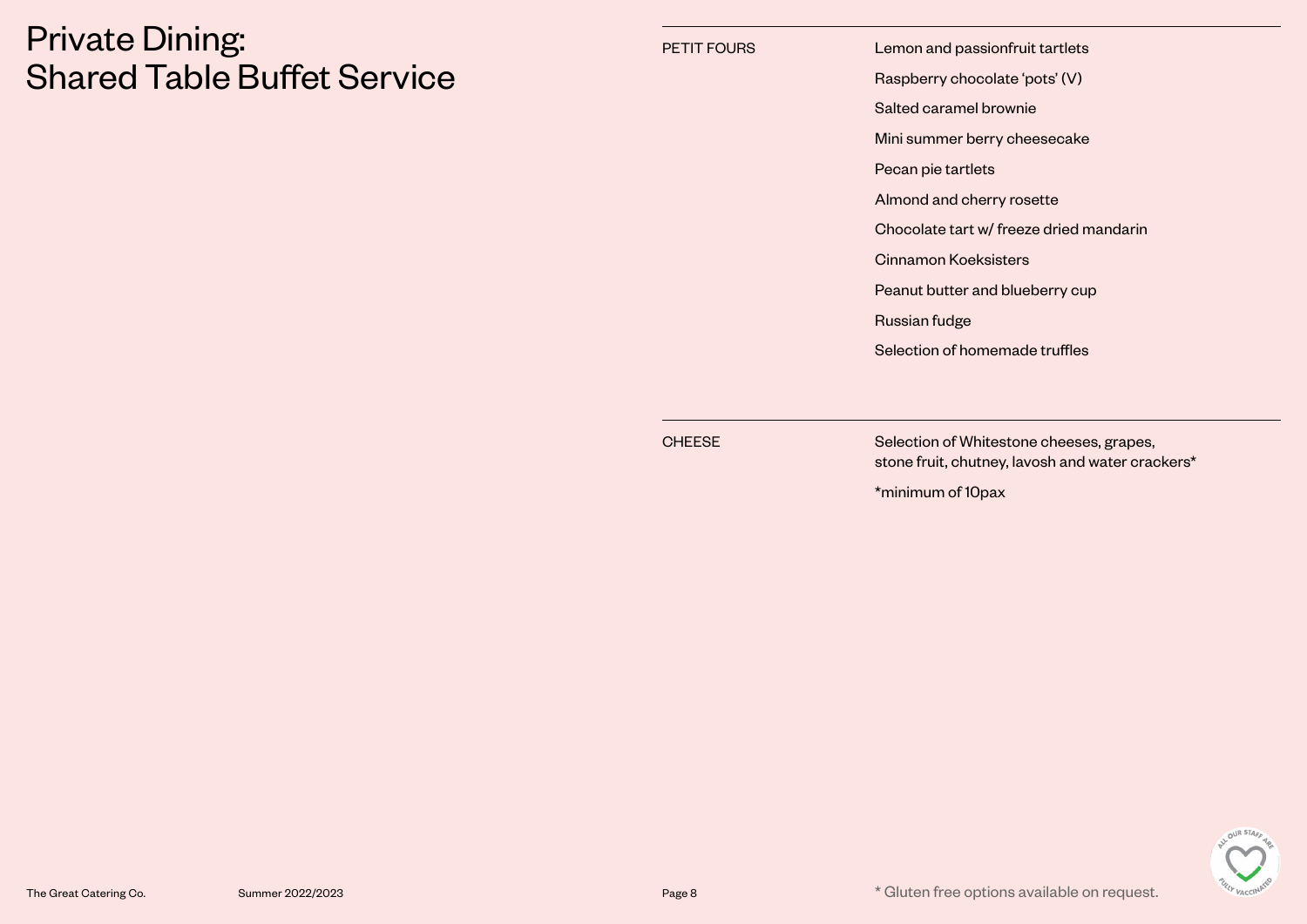# Private Dining: Shared Table Buffet Service

## PETIT FOURS

- Lemon and passionfruit tartlets
- Raspberry chocolate 'pots' (V)
- Salted caramel brownie
- Mini summer berry cheesecake
- Pecan pie tartlets
- Almond and cherry rosette
- Chocolate tart w/ freeze dried mandarin
- Cinnamon Koeksisters
- Peanut butter and blueberry cup
- Russian fudge
- Selection of homemade truffles

## CHEESE

Selection of Whitestone cheeses, grapes, stone fruit, chutney, lavosh and water crackers*

*minimum of 10pax

* Gluten free options available on request.